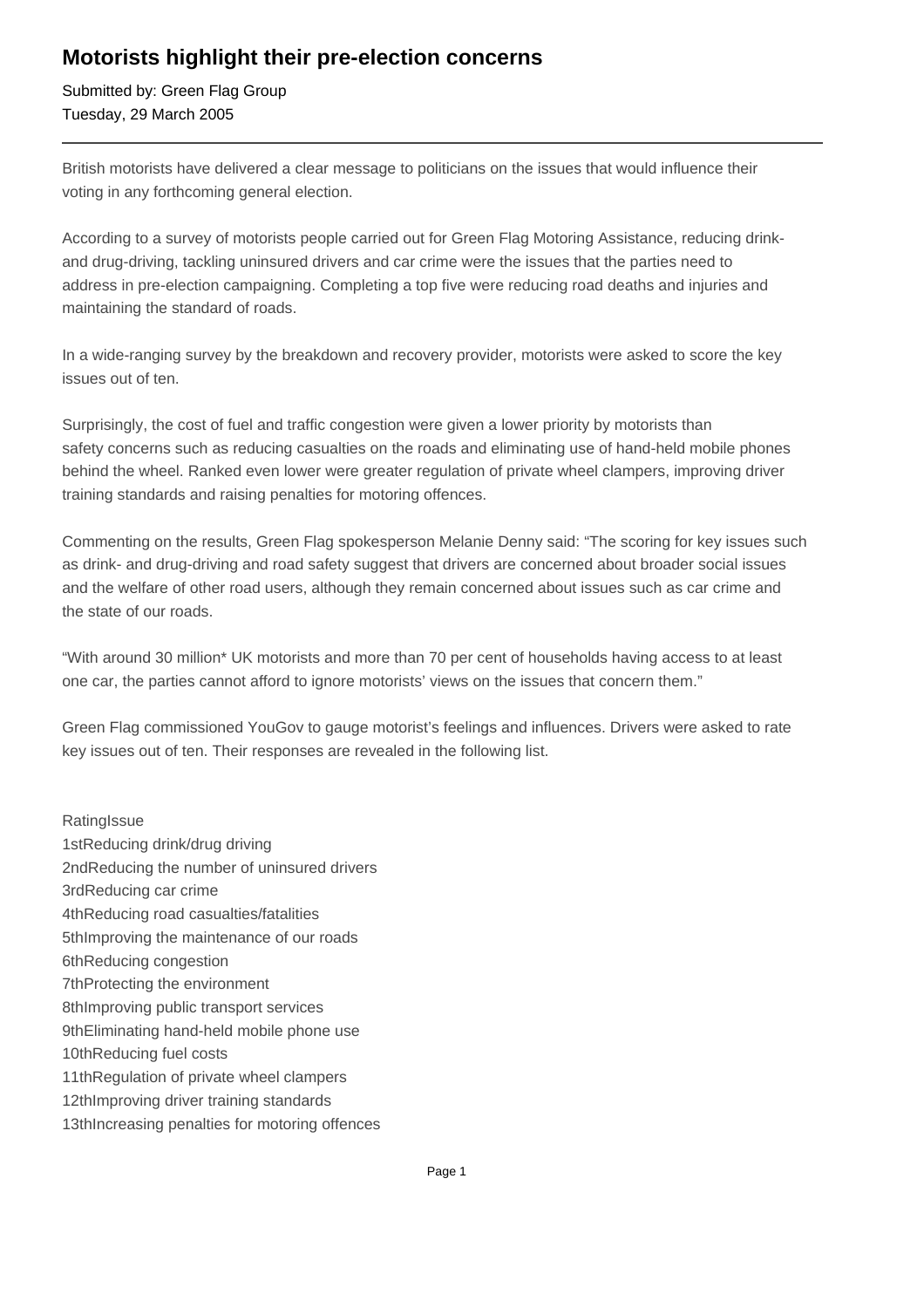# Motorists highlight their pre-election concerns

Submitted by: Green Flag Group
Tuesday, 29 March 2005

---

British motorists have delivered a clear message to politicians on the issues that would influence their voting in any forthcoming general election.

According to a survey of motorists people carried out for Green Flag Motoring Assistance, reducing drink- and drug-driving, tackling uninsured drivers and car crime were the issues that the parties need to address in pre-election campaigning. Completing a top five were reducing road deaths and injuries and maintaining the standard of roads.

In a wide-ranging survey by the breakdown and recovery provider, motorists were asked to score the key issues out of ten.

Surprisingly, the cost of fuel and traffic congestion were given a lower priority by motorists than safety concerns such as reducing casualties on the roads and eliminating use of hand-held mobile phones behind the wheel. Ranked even lower were greater regulation of private wheel clampers, improving driver training standards and raising penalties for motoring offences.

Commenting on the results, Green Flag spokesperson Melanie Denny said: "The scoring for key issues such as drink- and drug-driving and road safety suggest that drivers are concerned about broader social issues and the welfare of other road users, although they remain concerned about issues such as car crime and the state of our roads.

"With around 30 million* UK motorists and more than 70 per cent of households having access to at least one car, the parties cannot afford to ignore motorists' views on the issues that concern them."

Green Flag commissioned YouGov to gauge motorist's feelings and influences. Drivers were asked to rate key issues out of ten. Their responses are revealed in the following list.

| Rating | Issue |
|---|---|
| 1st | Reducing drink/drug driving |
| 2nd | Reducing the number of uninsured drivers |
| 3rd | Reducing car crime |
| 4th | Reducing road casualties/fatalities |
| 5th | Improving the maintenance of our roads |
| 6th | Reducing congestion |
| 7th | Protecting the environment |
| 8th | Improving public transport services |
| 9th | Eliminating hand-held mobile phone use |
| 10th | Reducing fuel costs |
| 11th | Regulation of private wheel clampers |
| 12th | Improving driver training standards |
| 13th | Increasing penalties for motoring offences |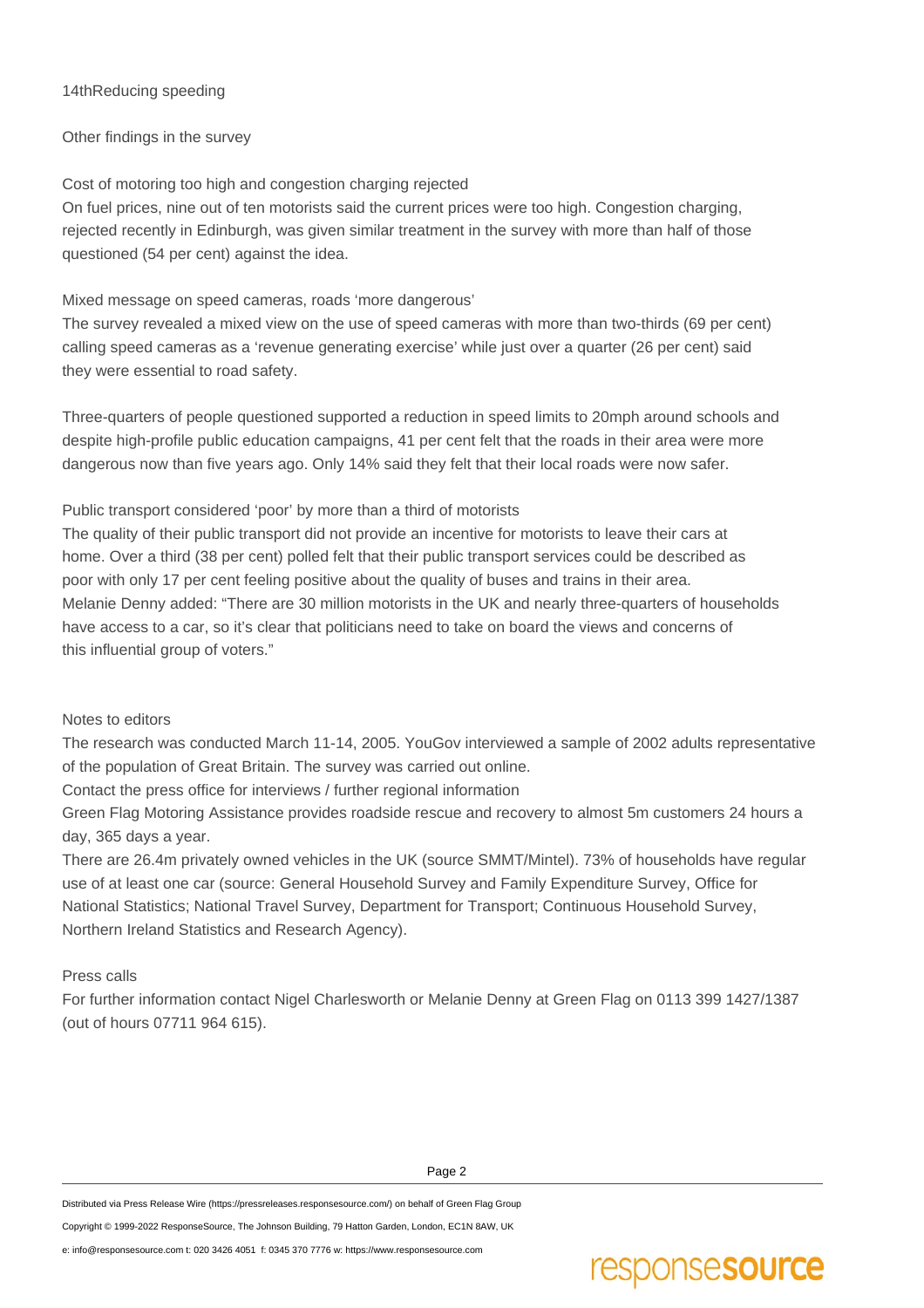14thReducing speeding

Other findings in the survey

Cost of motoring too high and congestion charging rejected

On fuel prices, nine out of ten motorists said the current prices were too high. Congestion charging, rejected recently in Edinburgh, was given similar treatment in the survey with more than half of those questioned (54 per cent) against the idea.

Mixed message on speed cameras, roads 'more dangerous'

The survey revealed a mixed view on the use of speed cameras with more than two-thirds (69 per cent) calling speed cameras as a 'revenue generating exercise' while just over a quarter (26 per cent) said they were essential to road safety.

Three-quarters of people questioned supported a reduction in speed limits to 20mph around schools and despite high-profile public education campaigns, 41 per cent felt that the roads in their area were more dangerous now than five years ago. Only 14% said they felt that their local roads were now safer.

Public transport considered 'poor' by more than a third of motorists

The quality of their public transport did not provide an incentive for motorists to leave their cars at home. Over a third (38 per cent) polled felt that their public transport services could be described as poor with only 17 per cent feeling positive about the quality of buses and trains in their area.

Melanie Denny added: "There are 30 million motorists in the UK and nearly three-quarters of households have access to a car, so it's clear that politicians need to take on board the views and concerns of this influential group of voters."

Notes to editors

The research was conducted March 11-14, 2005. YouGov interviewed a sample of 2002 adults representative of the population of Great Britain. The survey was carried out online.

Contact the press office for interviews / further regional information

Green Flag Motoring Assistance provides roadside rescue and recovery to almost 5m customers 24 hours a day, 365 days a year.

There are 26.4m privately owned vehicles in the UK (source SMMT/Mintel). 73% of households have regular use of at least one car (source: General Household Survey and Family Expenditure Survey, Office for National Statistics; National Travel Survey, Department for Transport; Continuous Household Survey, Northern Ireland Statistics and Research Agency).

Press calls

For further information contact Nigel Charlesworth or Melanie Denny at Green Flag on 0113 399 1427/1387 (out of hours 07711 964 615).